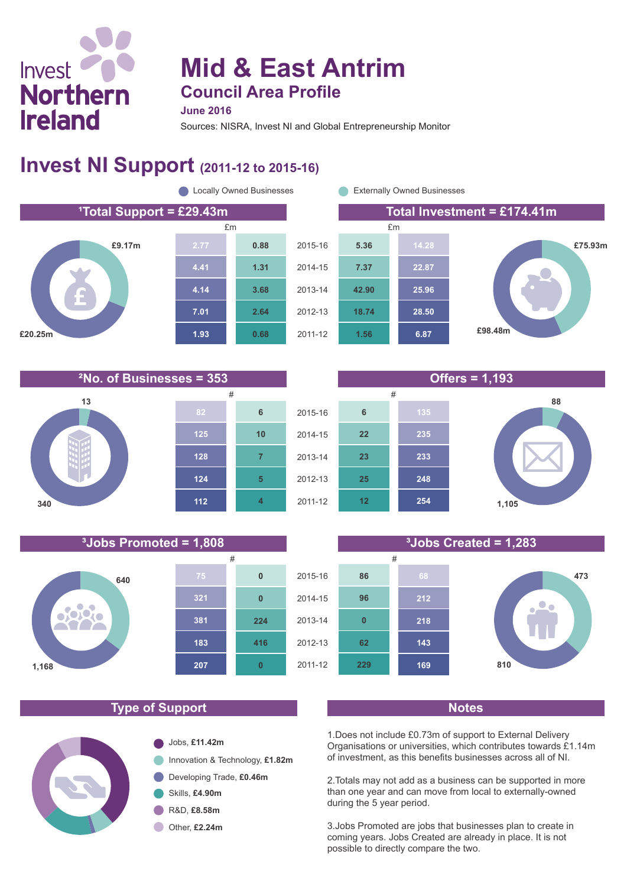Invest Northern Ireland

# Mid & East Antrim

## Council Area Profile

**June 2016**

Sources: NISRA, Invest NI and Global Entrepreneurship Monitor

## Invest NI Support (2011-12 to 2015-16)

Locally Owned Businesses | Externally Owned Businesses

### [1]Total Support = £29.43m / Total Investment = £174.41m

Total Support: Locally Owned £20.25m; Externally Owned £9.17m
Total Investment: Locally Owned £98.48m; Externally Owned £75.93m

| Total Support – Locally Owned (£m) | Total Support – Externally Owned (£m) | Year | Total Investment – Externally Owned (£m) | Total Investment – Locally Owned (£m) |
|---|---|---|---|---|
| 2.77 | 0.88 | 2015-16 | 5.36 | 14.28 |
| 4.41 | 1.31 | 2014-15 | 7.37 | 22.87 |
| 4.14 | 3.68 | 2013-14 | 42.90 | 25.96 |
| 7.01 | 2.64 | 2012-13 | 18.74 | 28.50 |
| 1.93 | 0.68 | 2011-12 | 1.56 | 6.87 |

### [2]No. of Businesses = 353 / Offers = 1,193

No. of Businesses: Locally Owned 340; Externally Owned 13
Offers: Locally Owned 1,105; Externally Owned 88

| No. of Businesses – Locally Owned (#) | No. of Businesses – Externally Owned (#) | Year | Offers – Externally Owned (#) | Offers – Locally Owned (#) |
|---|---|---|---|---|
| 82 | 6 | 2015-16 | 6 | 135 |
| 125 | 10 | 2014-15 | 22 | 235 |
| 128 | 7 | 2013-14 | 23 | 233 |
| 124 | 5 | 2012-13 | 25 | 248 |
| 112 | 4 | 2011-12 | 12 | 254 |

### [3]Jobs Promoted = 1,808 / [3]Jobs Created = 1,283

Jobs Promoted: Locally Owned 1,168; Externally Owned 640
Jobs Created: Locally Owned 810; Externally Owned 473

| Jobs Promoted – Locally Owned (#) | Jobs Promoted – Externally Owned (#) | Year | Jobs Created – Externally Owned (#) | Jobs Created – Locally Owned (#) |
|---|---|---|---|---|
| 75 | 0 | 2015-16 | 86 | 68 |
| 321 | 0 | 2014-15 | 96 | 212 |
| 381 | 224 | 2013-14 | 0 | 218 |
| 183 | 416 | 2012-13 | 62 | 143 |
| 207 | 0 | 2011-12 | 229 | 169 |

### Type of Support

- Jobs, **£11.42m**
- Innovation & Technology, **£1.82m**
- Developing Trade, **£0.46m**
- Skills, **£4.90m**
- R&D, **£8.58m**
- Other, **£2.24m**

### Notes

1.Does not include £0.73m of support to External Delivery Organisations or universities, which contributes towards £1.14m of investment, as this benefits businesses across all of NI.

2.Totals may not add as a business can be supported in more than one year and can move from local to externally-owned during the 5 year period.

3.Jobs Promoted are jobs that businesses plan to create in coming years. Jobs Created are already in place. It is not possible to directly compare the two.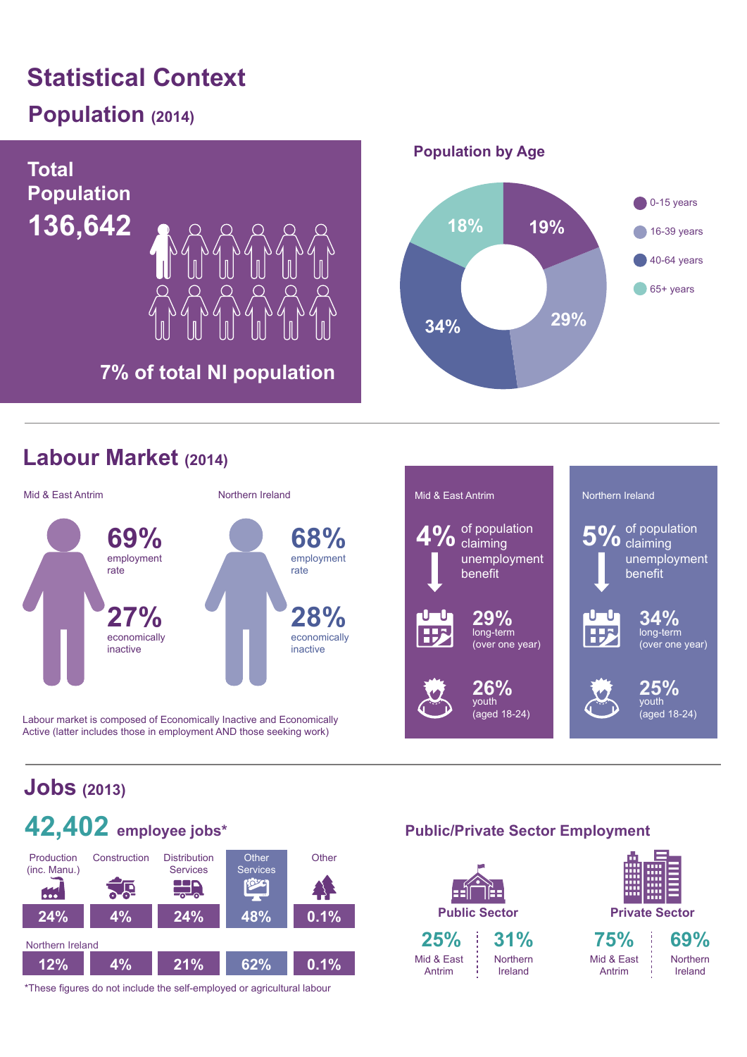# Statistical Context

## Population (2014)

**Total Population**
**136,642**

7% of total NI population

### Population by Age

| Age group | % |
|---|---|
| 0-15 years | 19% |
| 16-39 years | 29% |
| 40-64 years | 34% |
| 65+ years | 18% |

## Labour Market (2014)

| | Mid & East Antrim | Northern Ireland |
|---|---|---|
| employment rate | 69% | 68% |
| economically inactive | 27% | 28% |

Labour market is composed of Economically Inactive and Economically Active (latter includes those in employment AND those seeking work)

| | Mid & East Antrim | Northern Ireland |
|---|---|---|
| of population claiming unemployment benefit | 4% | 5% |
| long-term (over one year) | 29% | 34% |
| youth (aged 18-24) | 26% | 25% |

## Jobs (2013)

**42,402** employee jobs*

| | Production (inc. Manu.) | Construction | Distribution Services | Other Services | Other |
|---|---|---|---|---|---|
| Mid & East Antrim | 24% | 4% | 24% | 48% | 0.1% |
| Northern Ireland | 12% | 4% | 21% | 62% | 0.1% |

*These figures do not include the self-employed or agricultural labour

### Public/Private Sector Employment

| | Mid & East Antrim | Northern Ireland |
|---|---|---|
| Public Sector | 25% | 31% |
| Private Sector | 75% | 69% |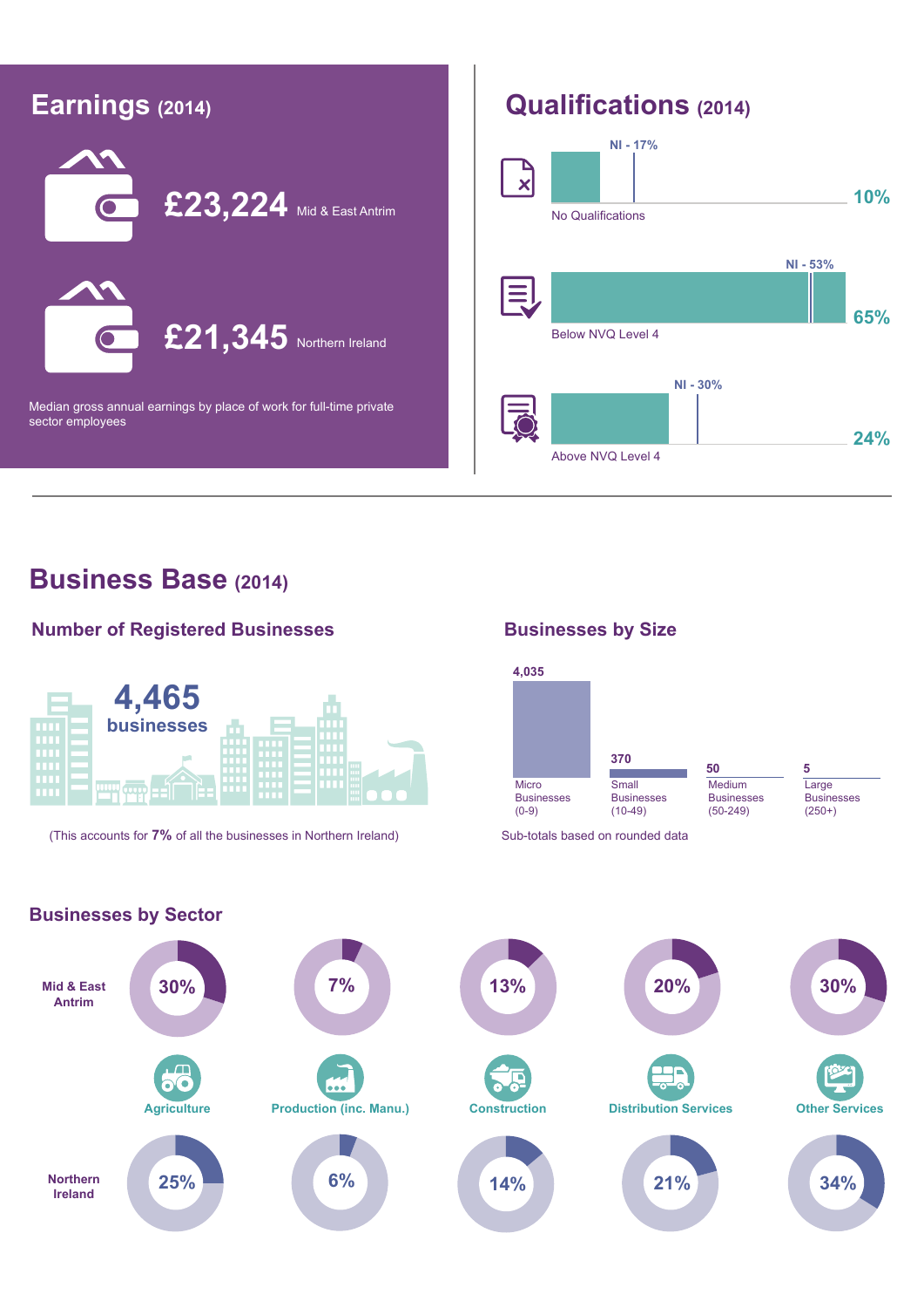## Earnings (2014)

**£23,224** Mid & East Antrim

**£21,345** Northern Ireland

Median gross annual earnings by place of work for full-time private sector employees

## Qualifications (2014)

| | Mid & East Antrim | NI |
|---|---|---|
| No Qualifications | 10% | 17% |
| Below NVQ Level 4 | 65% | 53% |
| Above NVQ Level 4 | 24% | 30% |

# Business Base (2014)

### Number of Registered Businesses

**4,465** businesses

(This accounts for **7%** of all the businesses in Northern Ireland)

### Businesses by Size

| Size | Number |
|---|---|
| Micro Businesses (0-9) | 4,035 |
| Small Businesses (10-49) | 370 |
| Medium Businesses (50-249) | 50 |
| Large Businesses (250+) | 5 |

Sub-totals based on rounded data

### Businesses by Sector

| | Agriculture | Production (inc. Manu.) | Construction | Distribution Services | Other Services |
|---|---|---|---|---|---|
| Mid & East Antrim | 30% | 7% | 13% | 20% | 30% |
| Northern Ireland | 25% | 6% | 14% | 21% | 34% |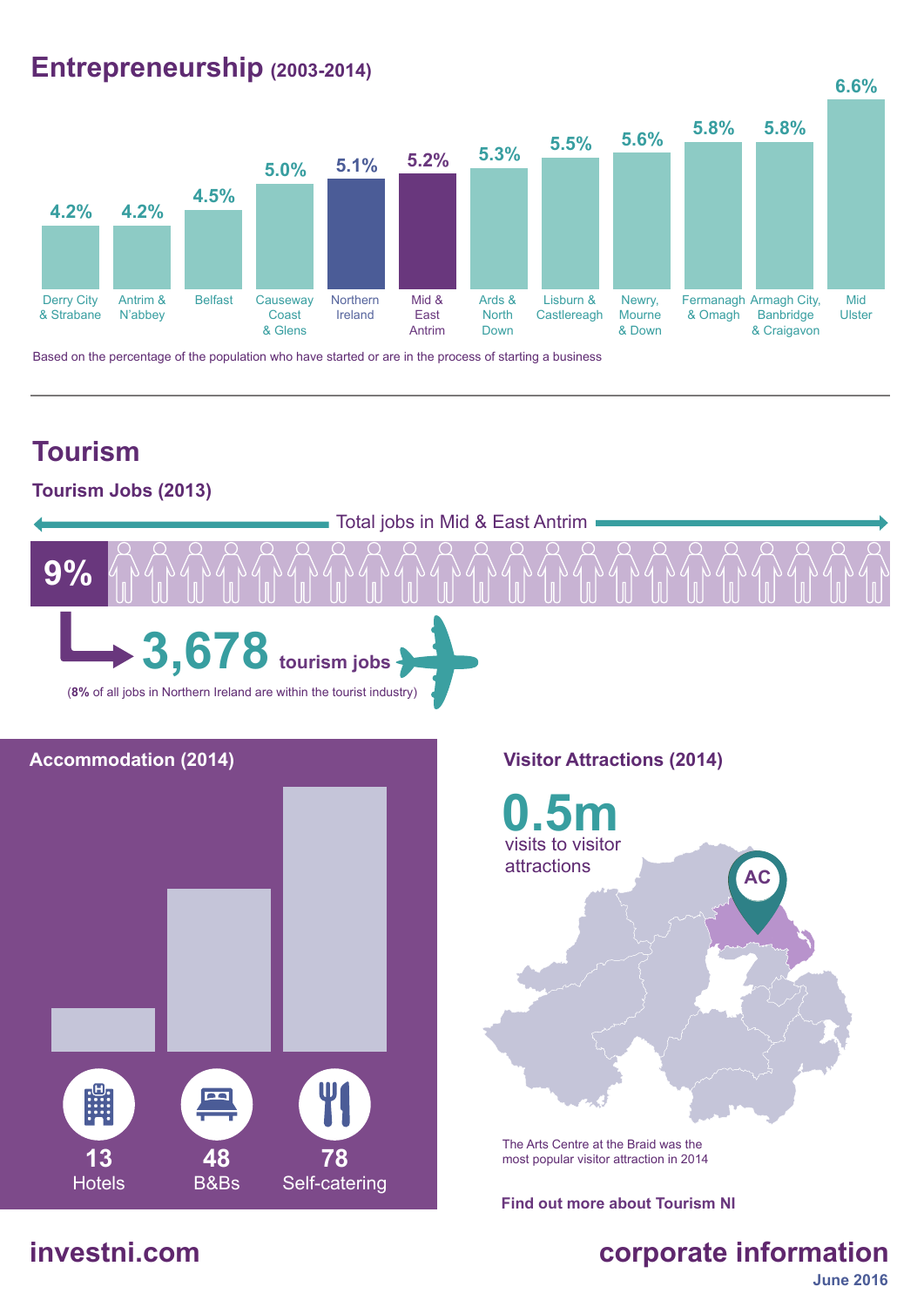## Entrepreneurship (2003-2014)

4.2% Derry City & Strabane
4.2% Antrim & N'abbey
4.5% Belfast
5.0% Causeway Coast & Glens
5.1% Northern Ireland
5.2% Mid & East Antrim
5.3% Ards & North Down
5.5% Lisburn & Castlereagh
5.6% Newry, Mourne & Down
5.8% Fermanagh & Omagh
5.8% Armagh City, Banbridge & Craigavon
6.6% Mid Ulster

Based on the percentage of the population who have started or are in the process of starting a business

---

## Tourism

### Tourism Jobs (2013)

Total jobs in Mid & East Antrim

9%

**3,678** tourism jobs

(**8%** of all jobs in Northern Ireland are within the tourist industry)

### Accommodation (2014)

13 Hotels

48 B&Bs

78 Self-catering

### Visitor Attractions (2014)

**0.5m** visits to visitor attractions

AC

The Arts Centre at the Braid was the most popular visitor attraction in 2014

**Find out more about Tourism NI**

**investni.com**

**corporate information**

June 2016